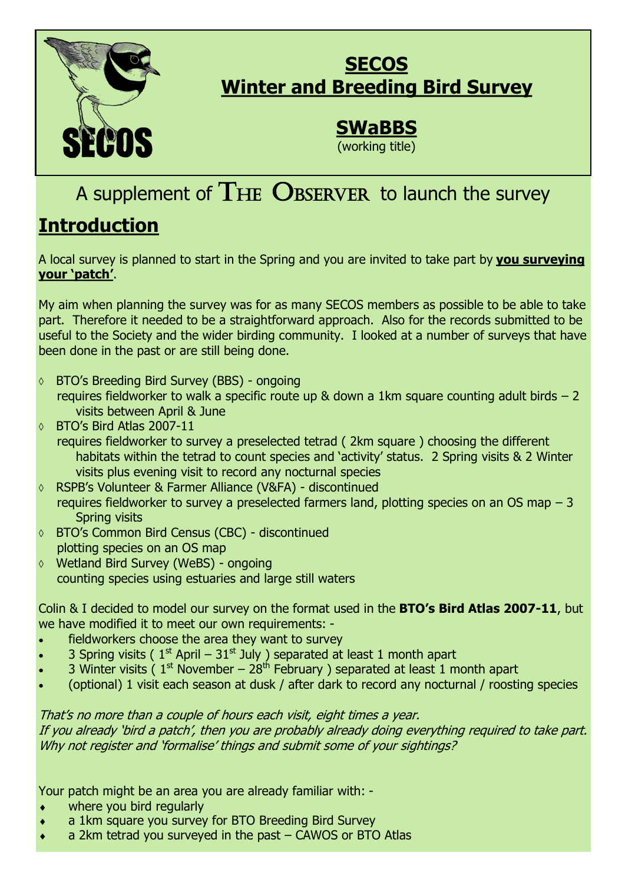# SECOS
# Winter and Breeding Bird Survey

## SWaBBS

(working title)

A supplement of THE OBSERVER to launch the survey

## Introduction

A local survey is planned to start in the Spring and you are invited to take part by **you surveying your 'patch'**.

My aim when planning the survey was for as many SECOS members as possible to be able to take part. Therefore it needed to be a straightforward approach. Also for the records submitted to be useful to the Society and the wider birding community. I looked at a number of surveys that have been done in the past or are still being done.

- BTO's Breeding Bird Survey (BBS) - ongoing
  requires fieldworker to walk a specific route up & down a 1km square counting adult birds – 2 visits between April & June
- BTO's Bird Atlas 2007-11
  requires fieldworker to survey a preselected tetrad ( 2km square ) choosing the different habitats within the tetrad to count species and 'activity' status. 2 Spring visits & 2 Winter visits plus evening visit to record any nocturnal species
- RSPB's Volunteer & Farmer Alliance (V&FA) - discontinued
  requires fieldworker to survey a preselected farmers land, plotting species on an OS map – 3 Spring visits
- BTO's Common Bird Census (CBC) - discontinued
  plotting species on an OS map
- Wetland Bird Survey (WeBS) - ongoing
  counting species using estuaries and large still waters

Colin & I decided to model our survey on the format used in the **BTO's Bird Atlas 2007-11**, but we have modified it to meet our own requirements: -

- fieldworkers choose the area they want to survey
- 3 Spring visits ( 1st April – 31st July ) separated at least 1 month apart
- 3 Winter visits ( 1st November – 28th February ) separated at least 1 month apart
- (optional) 1 visit each season at dusk / after dark to record any nocturnal / roosting species

*That's no more than a couple of hours each visit, eight times a year.*
*If you already 'bird a patch', then you are probably already doing everything required to take part. Why not register and 'formalise' things and submit some of your sightings?*

Your patch might be an area you are already familiar with: -

- where you bird regularly
- a 1km square you survey for BTO Breeding Bird Survey
- a 2km tetrad you surveyed in the past – CAWOS or BTO Atlas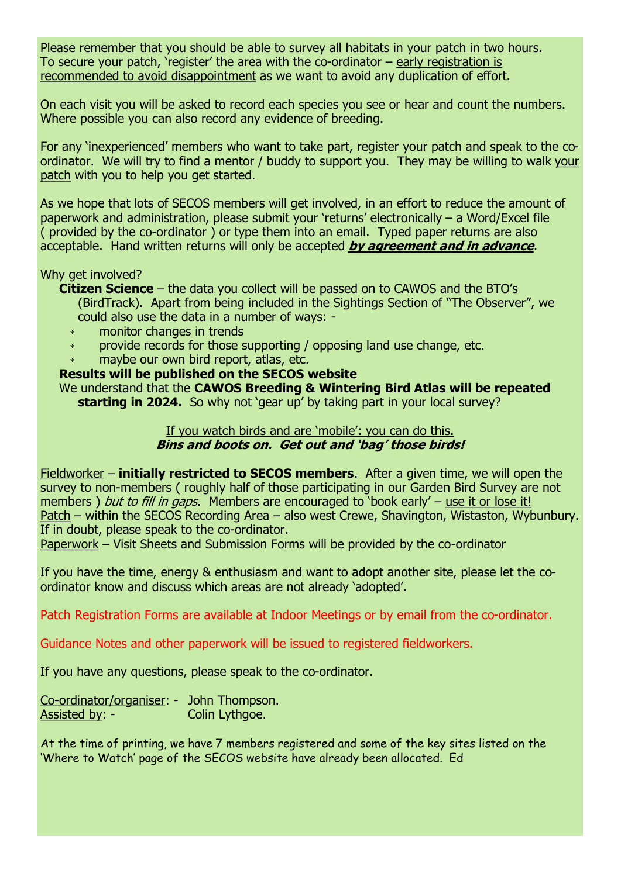Please remember that you should be able to survey all habitats in your patch in two hours. To secure your patch, 'register' the area with the co-ordinator – early registration is recommended to avoid disappointment as we want to avoid any duplication of effort.

On each visit you will be asked to record each species you see or hear and count the numbers. Where possible you can also record any evidence of breeding.

For any 'inexperienced' members who want to take part, register your patch and speak to the co-ordinator. We will try to find a mentor / buddy to support you. They may be willing to walk your patch with you to help you get started.

As we hope that lots of SECOS members will get involved, in an effort to reduce the amount of paperwork and administration, please submit your 'returns' electronically – a Word/Excel file ( provided by the co-ordinator ) or type them into an email. Typed paper returns are also acceptable. Hand written returns will only be accepted ***by agreement and in advance***.

Why get involved?

**Citizen Science** – the data you collect will be passed on to CAWOS and the BTO's (BirdTrack). Apart from being included in the Sightings Section of "The Observer", we could also use the data in a number of ways: -

- monitor changes in trends
- provide records for those supporting / opposing land use change, etc.
- maybe our own bird report, atlas, etc.

**Results will be published on the SECOS website**

We understand that the **CAWOS Breeding & Wintering Bird Atlas will be repeated starting in 2024.** So why not 'gear up' by taking part in your local survey?

If you watch birds and are 'mobile': you can do this.
***Bins and boots on. Get out and 'bag' those birds!***

Fieldworker – **initially restricted to SECOS members**. After a given time, we will open the survey to non-members ( roughly half of those participating in our Garden Bird Survey are not members ) *but to fill in gaps*. Members are encouraged to 'book early' – use it or lose it!
Patch – within the SECOS Recording Area – also west Crewe, Shavington, Wistaston, Wybunbury. If in doubt, please speak to the co-ordinator.
Paperwork – Visit Sheets and Submission Forms will be provided by the co-ordinator

If you have the time, energy & enthusiasm and want to adopt another site, please let the co-ordinator know and discuss which areas are not already 'adopted'.

Patch Registration Forms are available at Indoor Meetings or by email from the co-ordinator.

Guidance Notes and other paperwork will be issued to registered fieldworkers.

If you have any questions, please speak to the co-ordinator.

Co-ordinator/organiser: - John Thompson.
Assisted by: - Colin Lythgoe.

At the time of printing, we have 7 members registered and some of the key sites listed on the 'Where to Watch' page of the SECOS website have already been allocated. Ed